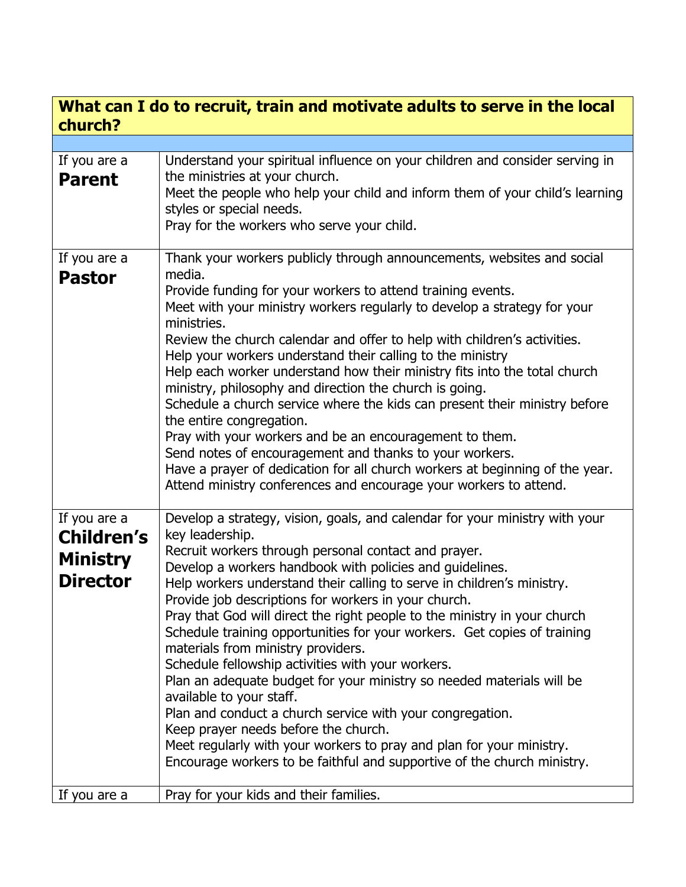| What can I do to recruit, train and motivate adults to serve in the local church? | |
|---|---|
| | |
| If you are a **Parent** | Understand your spiritual influence on your children and consider serving in the ministries at your church.<br>Meet the people who help your child and inform them of your child's learning styles or special needs.<br>Pray for the workers who serve your child. |
| If you are a **Pastor** | Thank your workers publicly through announcements, websites and social media.<br>Provide funding for your workers to attend training events.<br>Meet with your ministry workers regularly to develop a strategy for your ministries.<br>Review the church calendar and offer to help with children's activities.<br>Help your workers understand their calling to the ministry<br>Help each worker understand how their ministry fits into the total church ministry, philosophy and direction the church is going.<br>Schedule a church service where the kids can present their ministry before the entire congregation.<br>Pray with your workers and be an encouragement to them.<br>Send notes of encouragement and thanks to your workers.<br>Have a prayer of dedication for all church workers at beginning of the year.<br>Attend ministry conferences and encourage your workers to attend. |
| If you are a **Children's Ministry Director** | Develop a strategy, vision, goals, and calendar for your ministry with your key leadership.<br>Recruit workers through personal contact and prayer.<br>Develop a workers handbook with policies and guidelines.<br>Help workers understand their calling to serve in children's ministry.<br>Provide job descriptions for workers in your church.<br>Pray that God will direct the right people to the ministry in your church<br>Schedule training opportunities for your workers. Get copies of training materials from ministry providers.<br>Schedule fellowship activities with your workers.<br>Plan an adequate budget for your ministry so needed materials will be available to your staff.<br>Plan and conduct a church service with your congregation.<br>Keep prayer needs before the church.<br>Meet regularly with your workers to pray and plan for your ministry.<br>Encourage workers to be faithful and supportive of the church ministry. |
| If you are a | Pray for your kids and their families. |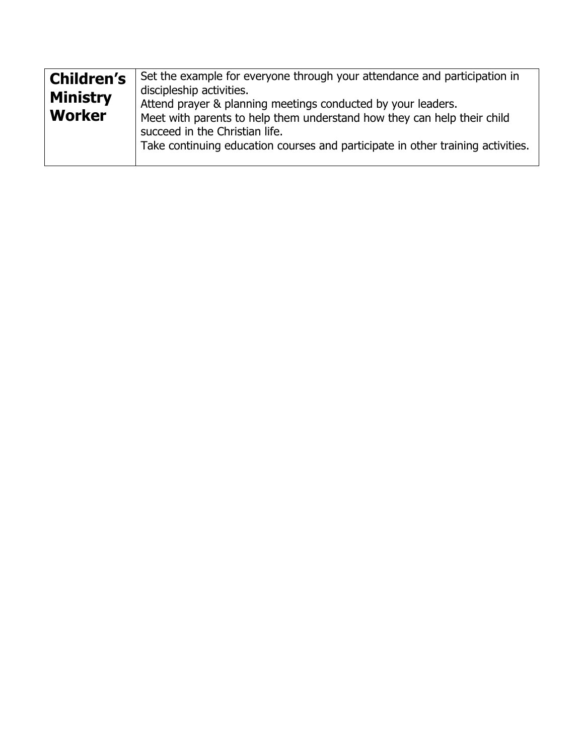| | |
|---|---|
| **Children's Ministry Worker** | Set the example for everyone through your attendance and participation in discipleship activities.<br>Attend prayer & planning meetings conducted by your leaders.<br>Meet with parents to help them understand how they can help their child succeed in the Christian life.<br>Take continuing education courses and participate in other training activities. |